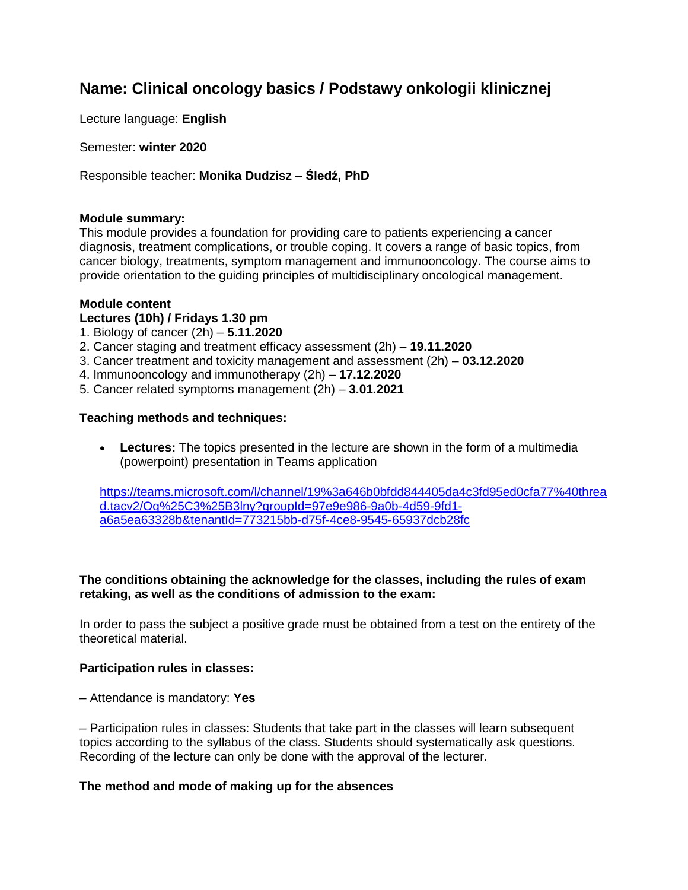# Name: Clinical oncology basics / Podstawy onkologii klinicznej

Lecture language: **English**

Semester: **winter 2020**

Responsible teacher: **Monika Dudzisz – Śledź, PhD**

**Module summary:**
This module provides a foundation for providing care to patients experiencing a cancer diagnosis, treatment complications, or trouble coping. It covers a range of basic topics, from cancer biology, treatments, symptom management and immunooncology. The course aims to provide orientation to the guiding principles of multidisciplinary oncological management.

**Module content**

**Lectures (10h) / Fridays 1.30 pm**

1. Biology of cancer (2h) – **5.11.2020**
2. Cancer staging and treatment efficacy assessment (2h) – **19.11.2020**
3. Cancer treatment and toxicity management and assessment (2h) – **03.12.2020**
4. Immunooncology and immunotherapy (2h) – **17.12.2020**
5. Cancer related symptoms management (2h) – **3.01.2021**

**Teaching methods and techniques:**

- **Lectures:** The topics presented in the lecture are shown in the form of a multimedia (powerpoint) presentation in Teams application

https://teams.microsoft.com/l/channel/19%3a646b0bfdd844405da4c3fd95ed0cfa77%40thread.tacv2/Og%25C3%25B3lny?groupId=97e9e986-9a0b-4d59-9fd1-a6a5ea63328b&tenantId=773215bb-d75f-4ce8-9545-65937dcb28fc

**The conditions obtaining the acknowledge for the classes, including the rules of exam retaking, as well as the conditions of admission to the exam:**

In order to pass the subject a positive grade must be obtained from a test on the entirety of the theoretical material.

**Participation rules in classes:**

– Attendance is mandatory: **Yes**

– Participation rules in classes: Students that take part in the classes will learn subsequent topics according to the syllabus of the class. Students should systematically ask questions. Recording of the lecture can only be done with the approval of the lecturer.

**The method and mode of making up for the absences**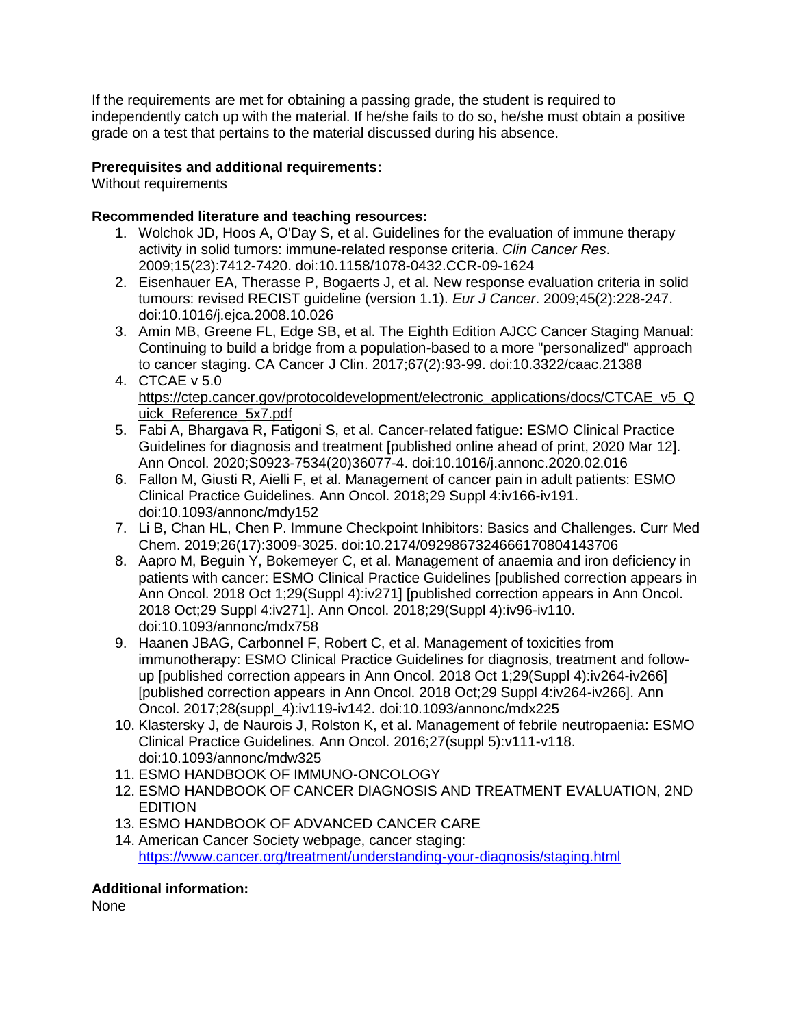If the requirements are met for obtaining a passing grade, the student is required to independently catch up with the material. If he/she fails to do so, he/she must obtain a positive grade on a test that pertains to the material discussed during his absence.

**Prerequisites and additional requirements:**
Without requirements

**Recommended literature and teaching resources:**

1. Wolchok JD, Hoos A, O'Day S, et al. Guidelines for the evaluation of immune therapy activity in solid tumors: immune-related response criteria. *Clin Cancer Res*. 2009;15(23):7412-7420. doi:10.1158/1078-0432.CCR-09-1624
2. Eisenhauer EA, Therasse P, Bogaerts J, et al. New response evaluation criteria in solid tumours: revised RECIST guideline (version 1.1). *Eur J Cancer*. 2009;45(2):228-247. doi:10.1016/j.ejca.2008.10.026
3. Amin MB, Greene FL, Edge SB, et al. The Eighth Edition AJCC Cancer Staging Manual: Continuing to build a bridge from a population-based to a more "personalized" approach to cancer staging. CA Cancer J Clin. 2017;67(2):93-99. doi:10.3322/caac.21388
4. CTCAE v 5.0 https://ctep.cancer.gov/protocoldevelopment/electronic_applications/docs/CTCAE_v5_Quick_Reference_5x7.pdf
5. Fabi A, Bhargava R, Fatigoni S, et al. Cancer-related fatigue: ESMO Clinical Practice Guidelines for diagnosis and treatment [published online ahead of print, 2020 Mar 12]. Ann Oncol. 2020;S0923-7534(20)36077-4. doi:10.1016/j.annonc.2020.02.016
6. Fallon M, Giusti R, Aielli F, et al. Management of cancer pain in adult patients: ESMO Clinical Practice Guidelines. Ann Oncol. 2018;29 Suppl 4:iv166-iv191. doi:10.1093/annonc/mdy152
7. Li B, Chan HL, Chen P. Immune Checkpoint Inhibitors: Basics and Challenges. Curr Med Chem. 2019;26(17):3009-3025. doi:10.2174/0929867324666170804143706
8. Aapro M, Beguin Y, Bokemeyer C, et al. Management of anaemia and iron deficiency in patients with cancer: ESMO Clinical Practice Guidelines [published correction appears in Ann Oncol. 2018 Oct 1;29(Suppl 4):iv271] [published correction appears in Ann Oncol. 2018 Oct;29 Suppl 4:iv271]. Ann Oncol. 2018;29(Suppl 4):iv96-iv110. doi:10.1093/annonc/mdx758
9. Haanen JBAG, Carbonnel F, Robert C, et al. Management of toxicities from immunotherapy: ESMO Clinical Practice Guidelines for diagnosis, treatment and follow-up [published correction appears in Ann Oncol. 2018 Oct 1;29(Suppl 4):iv264-iv266] [published correction appears in Ann Oncol. 2018 Oct;29 Suppl 4:iv264-iv266]. Ann Oncol. 2017;28(suppl_4):iv119-iv142. doi:10.1093/annonc/mdx225
10. Klastersky J, de Naurois J, Rolston K, et al. Management of febrile neutropaenia: ESMO Clinical Practice Guidelines. Ann Oncol. 2016;27(suppl 5):v111-v118. doi:10.1093/annonc/mdw325
11. ESMO HANDBOOK OF IMMUNO-ONCOLOGY
12. ESMO HANDBOOK OF CANCER DIAGNOSIS AND TREATMENT EVALUATION, 2ND EDITION
13. ESMO HANDBOOK OF ADVANCED CANCER CARE
14. American Cancer Society webpage, cancer staging: https://www.cancer.org/treatment/understanding-your-diagnosis/staging.html

**Additional information:**
None